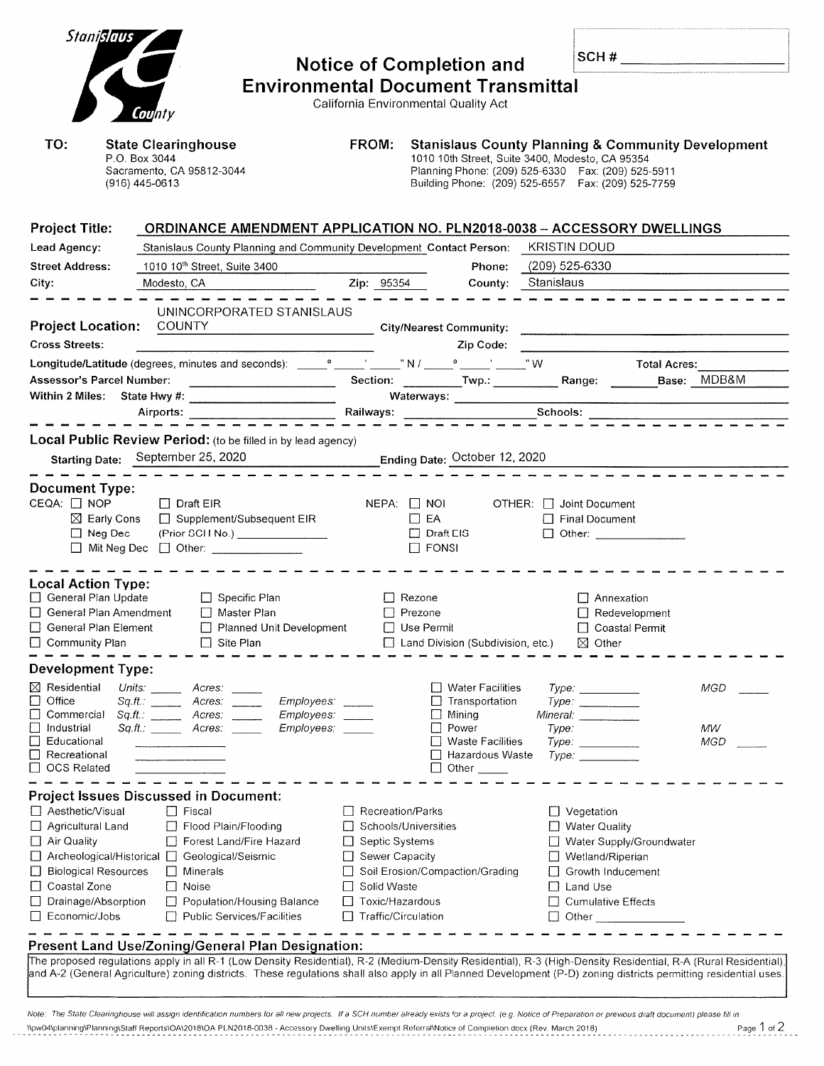Stanislaus County

# Notice of Completion and Environmental Document Transmittal

California Environmental Quality Act

SCH # ____________

**TO:** **State Clearinghouse**
P.O. Box 3044
Sacramento, CA 95812-3044
(916) 445-0613

**FROM:** **Stanislaus County Planning & Community Development**
1010 10th Street, Suite 3400, Modesto, CA 95354
Planning Phone: (209) 525-6330 Fax: (209) 525-5911
Building Phone: (209) 525-6557 Fax: (209) 525-7759

**Project Title:** ORDINANCE AMENDMENT APPLICATION NO. PLN2018-0038 – ACCESSORY DWELLINGS

**Lead Agency:** Stanislaus County Planning and Community Development **Contact Person:** KRISTIN DOUD

**Street Address:** 1010 10th Street, Suite 3400 **Phone:** (209) 525-6330

**City:** Modesto, CA **Zip:** 95354 **County:** Stanislaus

---

**Project Location:** UNINCORPORATED STANISLAUS COUNTY **City/Nearest Community:** ____________

**Cross Streets:** ____________ **Zip Code:** ____________

**Longitude/Latitude** (degrees, minutes and seconds): ___° ___' ___" N / ___° ___' ___" W **Total Acres:** ____

**Assessor's Parcel Number:** ____________ **Section:** ____ **Twp.:** ____ **Range:** ____ **Base:** MDB&M

**Within 2 Miles:** State Hwy #: ____________ **Waterways:** ____________

Airports: ____________ **Railways:** ____________ **Schools:** ____________

---

**Local Public Review Period:** (to be filled in by lead agency)

**Starting Date:** September 25, 2020 **Ending Date:** October 12, 2020

---

**Document Type:**

CEQA:
- ☐ NOP
- ☒ Early Cons
- ☐ Neg Dec
- ☐ Mit Neg Dec
- ☐ Draft EIR
- ☐ Supplement/Subsequent EIR (Prior SCH No.) ____________
- ☐ Other: ____________

NEPA:
- ☐ NOI
- ☐ EA
- ☐ Draft EIS
- ☐ FONSI

OTHER:
- ☐ Joint Document
- ☐ Final Document
- ☐ Other: ____________

---

**Local Action Type:**

- ☐ General Plan Update
- ☐ General Plan Amendment
- ☐ General Plan Element
- ☐ Community Plan
- ☐ Specific Plan
- ☐ Master Plan
- ☐ Planned Unit Development
- ☐ Site Plan
- ☐ Rezone
- ☐ Prezone
- ☐ Use Permit
- ☐ Land Division (Subdivision, etc.)
- ☐ Annexation
- ☐ Redevelopment
- ☐ Coastal Permit
- ☒ Other

---

**Development Type:**

- ☒ Residential Units: ____ Acres: ____
- ☐ Office Sq.ft.: ____ Acres: ____ Employees: ____
- ☐ Commercial Sq.ft.: ____ Acres: ____ Employees: ____
- ☐ Industrial Sq.ft.: ____ Acres: ____ Employees: ____
- ☐ Educational ____________
- ☐ Recreational ____________
- ☐ OCS Related ____________
- ☐ Water Facilities Type: ____ MGD ____
- ☐ Transportation Type: ____
- ☐ Mining Mineral: ____
- ☐ Power Type: ____ MW
- ☐ Waste Facilities Type: ____ MGD ____
- ☐ Hazardous Waste Type: ____
- ☐ Other ____

---

**Project Issues Discussed in Document:**

- ☐ Aesthetic/Visual
- ☐ Agricultural Land
- ☐ Air Quality
- ☐ Archeological/Historical
- ☐ Biological Resources
- ☐ Coastal Zone
- ☐ Drainage/Absorption
- ☐ Economic/Jobs
- ☐ Fiscal
- ☐ Flood Plain/Flooding
- ☐ Forest Land/Fire Hazard
- ☐ Geological/Seismic
- ☐ Minerals
- ☐ Noise
- ☐ Population/Housing Balance
- ☐ Public Services/Facilities
- ☐ Recreation/Parks
- ☐ Schools/Universities
- ☐ Septic Systems
- ☐ Sewer Capacity
- ☐ Soil Erosion/Compaction/Grading
- ☐ Solid Waste
- ☐ Toxic/Hazardous
- ☐ Traffic/Circulation
- ☐ Vegetation
- ☐ Water Quality
- ☐ Water Supply/Groundwater
- ☐ Wetland/Riperian
- ☐ Growth Inducement
- ☐ Land Use
- ☐ Cumulative Effects
- ☐ Other ____________

---

**Present Land Use/Zoning/General Plan Designation:**

The proposed regulations apply in all R-1 (Low Density Residential), R-2 (Medium-Density Residential), R-3 (High-Density Residential, R-A (Rural Residential), and A-2 (General Agriculture) zoning districts. These regulations shall also apply in all Planned Development (P-D) zoning districts permitting residential uses.

*Note: The State Clearinghouse will assign identification numbers for all new projects. If a SCH number already exists for a project. (e.g. Notice of Preparation or previous draft document) please fill in*

\\pw04\planning\Planning\Staff Reports\OA\2018\OA PLN2018-0038 - Accessory Dwelling Units\Exempt Referral\Notice of Completion.docx (Rev. March 2018)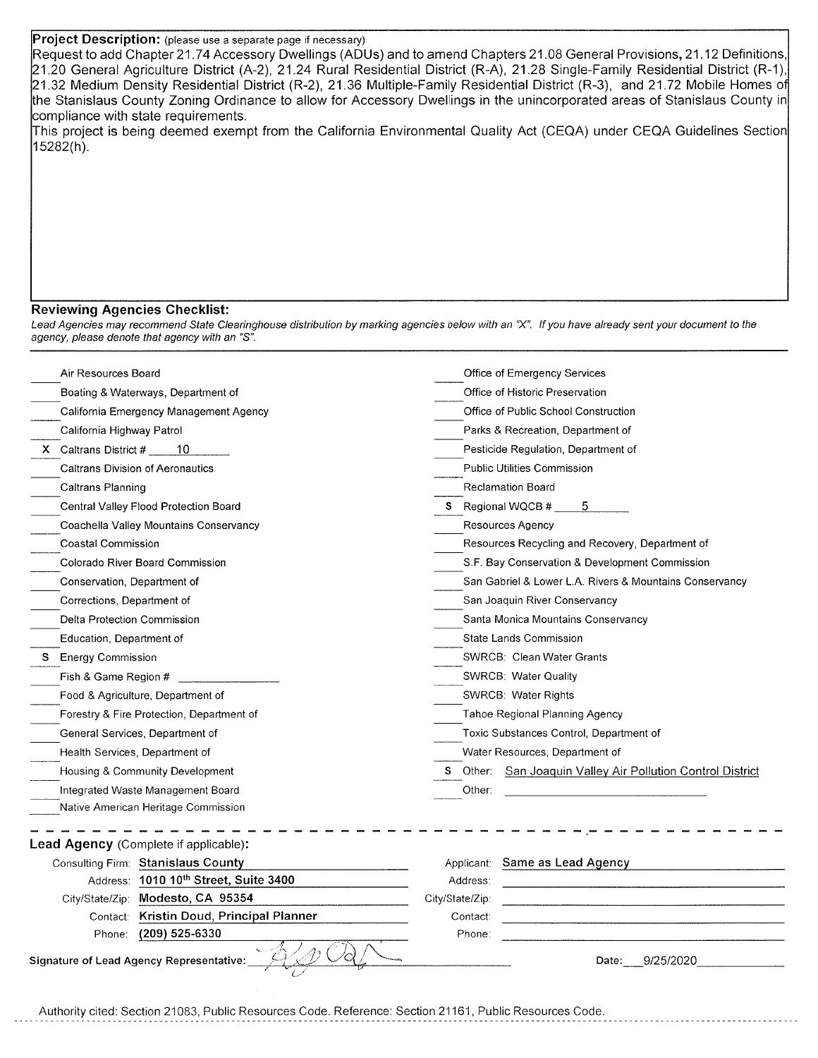**Project Description:** (please use a separate page if necessary)

Request to add Chapter 21.74 Accessory Dwellings (ADUs) and to amend Chapters 21.08 General Provisions, 21.12 Definitions, 21.20 General Agriculture District (A-2), 21.24 Rural Residential District (R-A), 21.28 Single-Family Residential District (R-1), 21.32 Medium Density Residential District (R-2), 21.36 Multiple-Family Residential District (R-3), and 21.72 Mobile Homes of the Stanislaus County Zoning Ordinance to allow for Accessory Dwellings in the unincorporated areas of Stanislaus County in compliance with state requirements.

This project is being deemed exempt from the California Environmental Quality Act (CEQA) under CEQA Guidelines Section 15282(h).

**Reviewing Agencies Checklist:**

*Lead Agencies may recommend State Clearinghouse distribution by marking agencies below with an "X". If you have already sent your document to the agency, please denote that agency with an "S".*

| | | | |
|---|---|---|---|
| | Air Resources Board | | Office of Emergency Services |
| | Boating & Waterways, Department of | | Office of Historic Preservation |
| | California Emergency Management Agency | | Office of Public School Construction |
| | California Highway Patrol | | Parks & Recreation, Department of |
| X | Caltrans District # 10 | | Pesticide Regulation, Department of |
| | Caltrans Division of Aeronautics | | Public Utilities Commission |
| | Caltrans Planning | | Reclamation Board |
| | Central Valley Flood Protection Board | S | Regional WQCB # 5 |
| | Coachella Valley Mountains Conservancy | | Resources Agency |
| | Coastal Commission | | Resources Recycling and Recovery, Department of |
| | Colorado River Board Commission | | S.F. Bay Conservation & Development Commission |
| | Conservation, Department of | | San Gabriel & Lower L.A. Rivers & Mountains Conservancy |
| | Corrections, Department of | | San Joaquin River Conservancy |
| | Delta Protection Commission | | Santa Monica Mountains Conservancy |
| | Education, Department of | | State Lands Commission |
| S | Energy Commission | | SWRCB: Clean Water Grants |
| | Fish & Game Region # | | SWRCB: Water Quality |
| | Food & Agriculture, Department of | | SWRCB: Water Rights |
| | Forestry & Fire Protection, Department of | | Tahoe Regional Planning Agency |
| | General Services, Department of | | Toxic Substances Control, Department of |
| | Health Services, Department of | | Water Resources, Department of |
| | Housing & Community Development | S | Other: San Joaquin Valley Air Pollution Control District |
| | Integrated Waste Management Board | | Other: |
| | Native American Heritage Commission | | |

**Lead Agency** (Complete if applicable):

| | | | |
|---|---|---|---|
| Consulting Firm: | **Stanislaus County** | Applicant: | **Same as Lead Agency** |
| Address: | **1010 10th Street, Suite 3400** | Address: | |
| City/State/Zip: | **Modesto, CA 95354** | City/State/Zip: | |
| Contact: | **Kristin Doud, Principal Planner** | Contact: | |
| Phone: | **(209) 525-6330** | Phone: | |

**Signature of Lead Agency Representative:** [signature] Date: 9/25/2020

Authority cited: Section 21083, Public Resources Code. Reference: Section 21161, Public Resources Code.